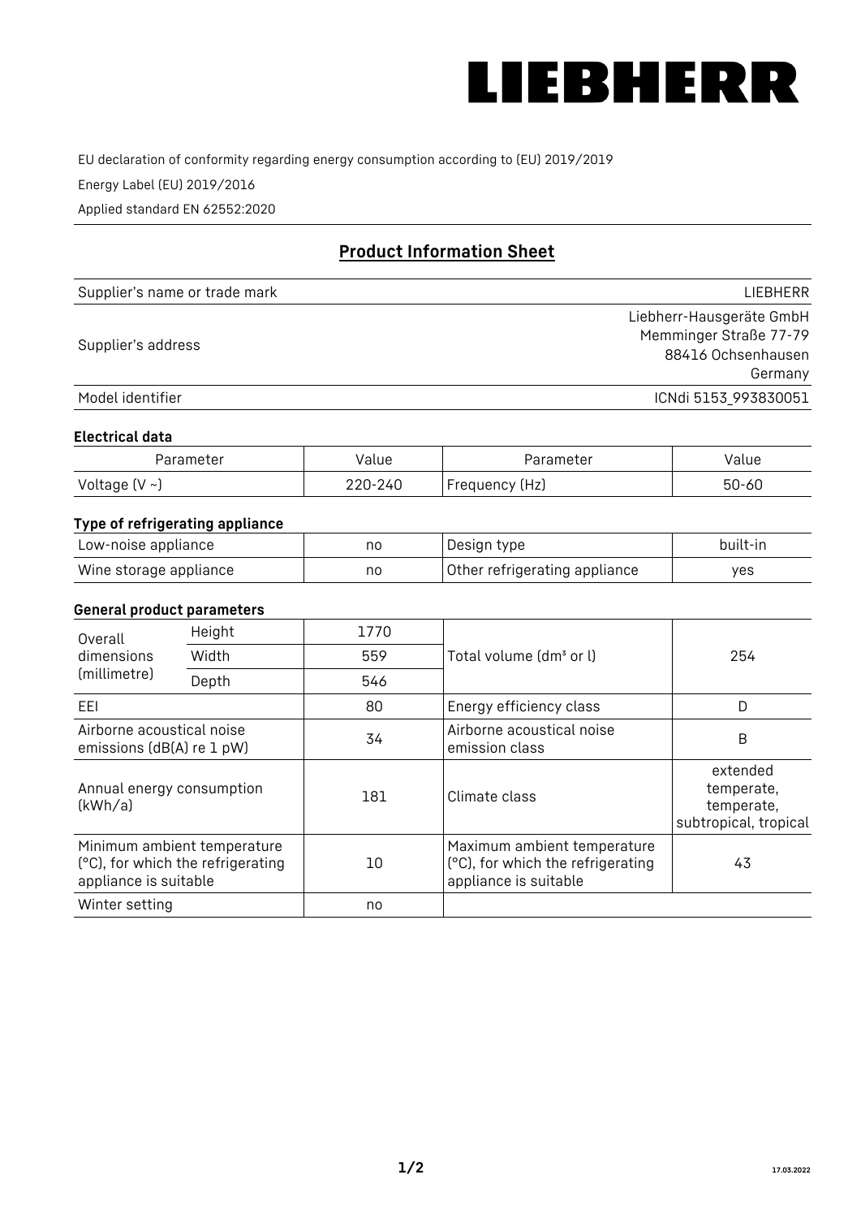LIEBHERR

EU declaration of conformity regarding energy consumption according to (EU) 2019/2019

Energy Label (EU) 2019/2016

Applied standard EN 62552:2020

## Product Information Sheet

| | |
|---|---|
| Supplier's name or trade mark | LIEBHERR |
| Supplier's address | Liebherr-Hausgeräte GmbH<br>Memminger Straße 77-79<br>88416 Ochsenhausen<br>Germany |
| Model identifier | ICNdi 5153_993830051 |

### Electrical data

| Parameter | Value | Parameter | Value |
|---|---|---|---|
| Voltage (V ~) | 220-240 | Frequency (Hz) | 50-60 |

### Type of refrigerating appliance

| | | | |
|---|---|---|---|
| Low-noise appliance | no | Design type | built-in |
| Wine storage appliance | no | Other refrigerating appliance | yes |

### General product parameters

| | | | | |
|---|---|---|---|---|
| Overall dimensions (millimetre) | Height | 1770 | Total volume (dm³ or l) | 254 |
| | Width | 559 | | |
| | Depth | 546 | | |
| EEI | | 80 | Energy efficiency class | D |
| Airborne acoustical noise emissions (dB(A) re 1 pW) | | 34 | Airborne acoustical noise emission class | B |
| Annual energy consumption (kWh/a) | | 181 | Climate class | extended temperate, temperate, subtropical, tropical |
| Minimum ambient temperature (°C), for which the refrigerating appliance is suitable | | 10 | Maximum ambient temperature (°C), for which the refrigerating appliance is suitable | 43 |
| Winter setting | | no | | |

17.03.2022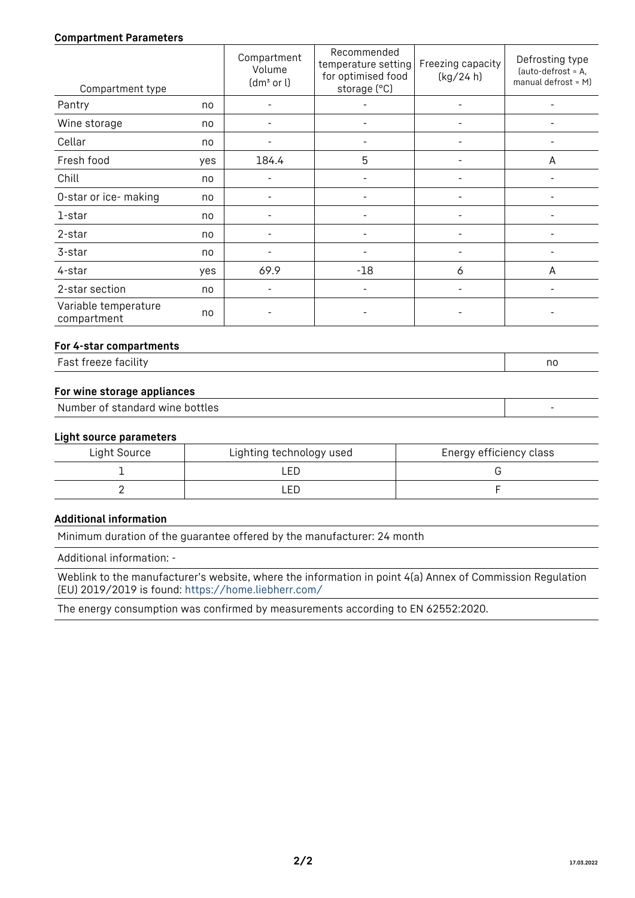### Compartment Parameters

| Compartment type | | Compartment Volume (dm³ or l) | Recommended temperature setting for optimised food storage (°C) | Freezing capacity (kg/24 h) | Defrosting type (auto-defrost = A, manual defrost = M) |
| --- | --- | --- | --- | --- | --- |
| Pantry | no | - | - | - | - |
| Wine storage | no | - | - | - | - |
| Cellar | no | - | - | - | - |
| Fresh food | yes | 184.4 | 5 | - | A |
| Chill | no | - | - | - | - |
| 0-star or ice- making | no | - | - | - | - |
| 1-star | no | - | - | - | - |
| 2-star | no | - | - | - | - |
| 3-star | no | - | - | - | - |
| 4-star | yes | 69.9 | -18 | 6 | A |
| 2-star section | no | - | - | - | - |
| Variable temperature compartment | no | - | - | - | - |

### For 4-star compartments

| | |
| --- | --- |
| Fast freeze facility | no |

### For wine storage appliances

| | |
| --- | --- |
| Number of standard wine bottles | - |

### Light source parameters

| Light Source | Lighting technology used | Energy efficiency class |
| --- | --- | --- |
| 1 | LED | G |
| 2 | LED | F |

### Additional information

Minimum duration of the guarantee offered by the manufacturer: 24 month

Additional information: -

Weblink to the manufacturer's website, where the information in point 4(a) Annex of Commission Regulation (EU) 2019/2019 is found: https://home.liebherr.com/

The energy consumption was confirmed by measurements according to EN 62552:2020.

17.03.2022